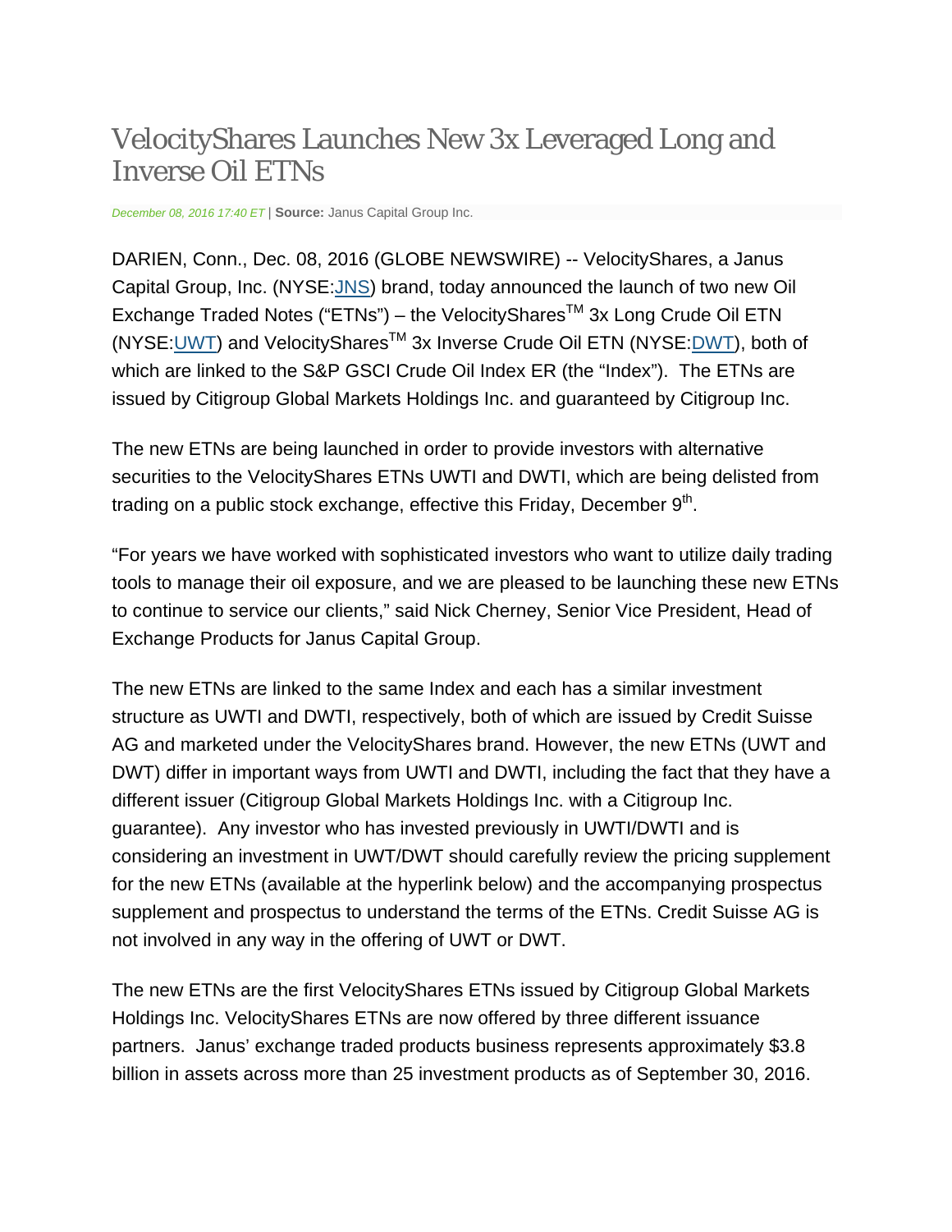# VelocityShares Launches New 3x Leveraged Long and Inverse Oil ETNs

*December 08, 2016 17:40 ET* | **Source:** Janus Capital Group Inc.

DARIEN, Conn., Dec. 08, 2016 (GLOBE NEWSWIRE) -- VelocityShares, a Janus Capital Group, Inc. (NYSE:JNS) brand, today announced the launch of two new Oil Exchange Traded Notes ("ETNs") – the VelocityShares™ 3x Long Crude Oil ETN (NYSE:UWT) and VelocityShares™ 3x Inverse Crude Oil ETN (NYSE:DWT), both of which are linked to the S&P GSCI Crude Oil Index ER (the "Index"). The ETNs are issued by Citigroup Global Markets Holdings Inc. and guaranteed by Citigroup Inc.

The new ETNs are being launched in order to provide investors with alternative securities to the VelocityShares ETNs UWTI and DWTI, which are being delisted from trading on a public stock exchange, effective this Friday, December 9th.

"For years we have worked with sophisticated investors who want to utilize daily trading tools to manage their oil exposure, and we are pleased to be launching these new ETNs to continue to service our clients," said Nick Cherney, Senior Vice President, Head of Exchange Products for Janus Capital Group.

The new ETNs are linked to the same Index and each has a similar investment structure as UWTI and DWTI, respectively, both of which are issued by Credit Suisse AG and marketed under the VelocityShares brand. However, the new ETNs (UWT and DWT) differ in important ways from UWTI and DWTI, including the fact that they have a different issuer (Citigroup Global Markets Holdings Inc. with a Citigroup Inc. guarantee). Any investor who has invested previously in UWTI/DWTI and is considering an investment in UWT/DWT should carefully review the pricing supplement for the new ETNs (available at the hyperlink below) and the accompanying prospectus supplement and prospectus to understand the terms of the ETNs. Credit Suisse AG is not involved in any way in the offering of UWT or DWT.

The new ETNs are the first VelocityShares ETNs issued by Citigroup Global Markets Holdings Inc. VelocityShares ETNs are now offered by three different issuance partners. Janus' exchange traded products business represents approximately $3.8 billion in assets across more than 25 investment products as of September 30, 2016.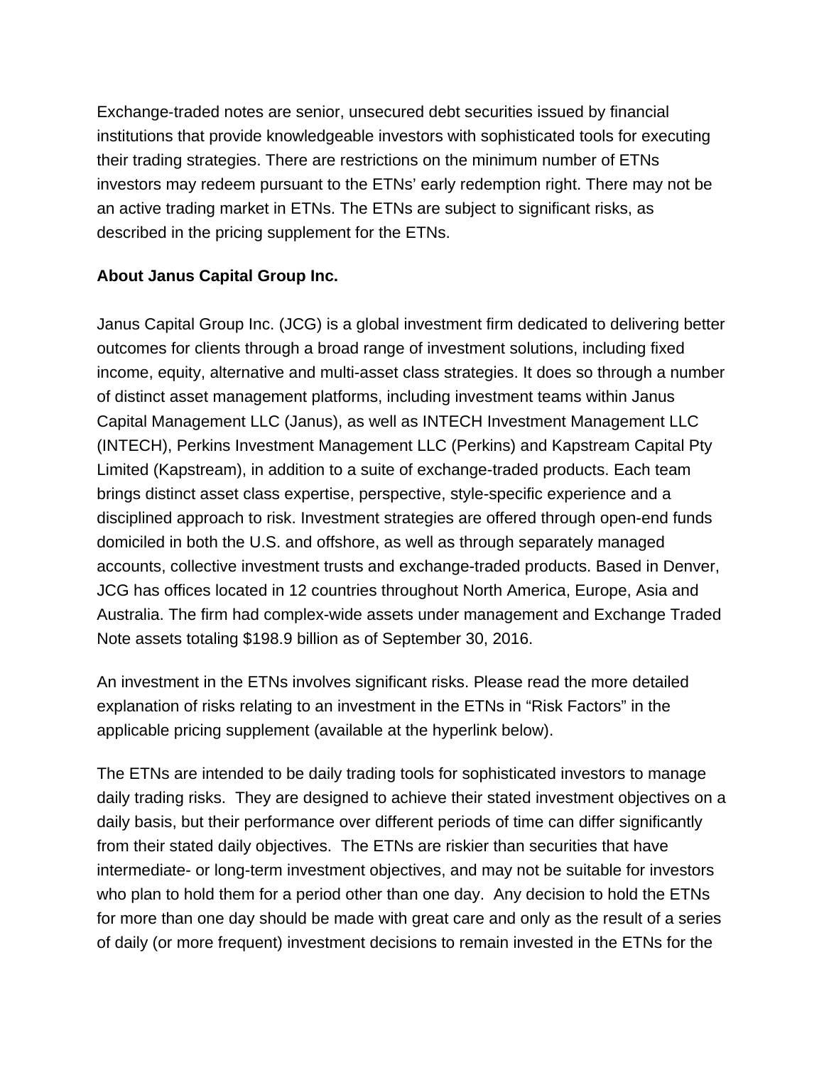Exchange-traded notes are senior, unsecured debt securities issued by financial institutions that provide knowledgeable investors with sophisticated tools for executing their trading strategies. There are restrictions on the minimum number of ETNs investors may redeem pursuant to the ETNs' early redemption right. There may not be an active trading market in ETNs. The ETNs are subject to significant risks, as described in the pricing supplement for the ETNs.

**About Janus Capital Group Inc.**

Janus Capital Group Inc. (JCG) is a global investment firm dedicated to delivering better outcomes for clients through a broad range of investment solutions, including fixed income, equity, alternative and multi-asset class strategies. It does so through a number of distinct asset management platforms, including investment teams within Janus Capital Management LLC (Janus), as well as INTECH Investment Management LLC (INTECH), Perkins Investment Management LLC (Perkins) and Kapstream Capital Pty Limited (Kapstream), in addition to a suite of exchange-traded products. Each team brings distinct asset class expertise, perspective, style-specific experience and a disciplined approach to risk. Investment strategies are offered through open-end funds domiciled in both the U.S. and offshore, as well as through separately managed accounts, collective investment trusts and exchange-traded products. Based in Denver, JCG has offices located in 12 countries throughout North America, Europe, Asia and Australia. The firm had complex-wide assets under management and Exchange Traded Note assets totaling $198.9 billion as of September 30, 2016.

An investment in the ETNs involves significant risks. Please read the more detailed explanation of risks relating to an investment in the ETNs in "Risk Factors" in the applicable pricing supplement (available at the hyperlink below).

The ETNs are intended to be daily trading tools for sophisticated investors to manage daily trading risks. They are designed to achieve their stated investment objectives on a daily basis, but their performance over different periods of time can differ significantly from their stated daily objectives. The ETNs are riskier than securities that have intermediate- or long-term investment objectives, and may not be suitable for investors who plan to hold them for a period other than one day. Any decision to hold the ETNs for more than one day should be made with great care and only as the result of a series of daily (or more frequent) investment decisions to remain invested in the ETNs for the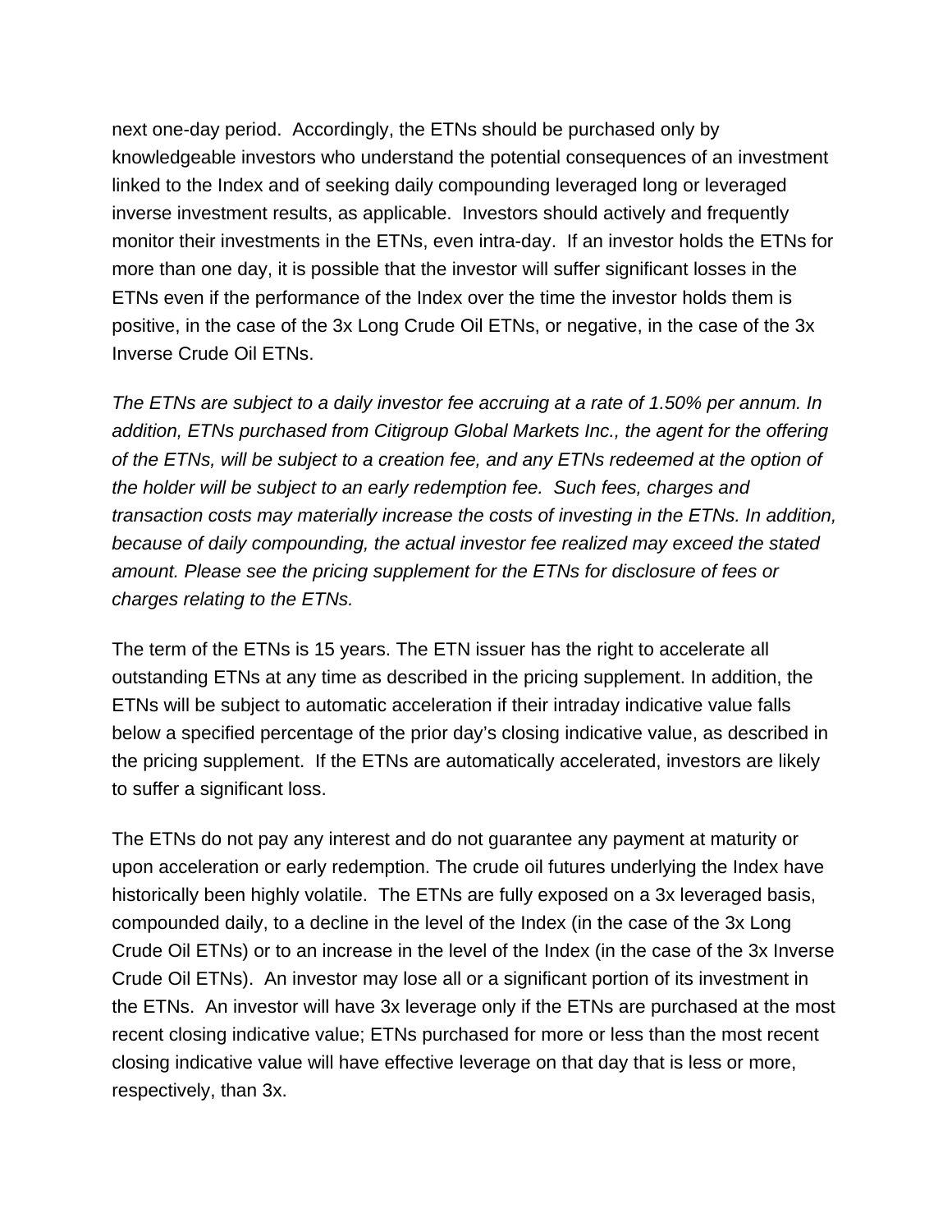next one-day period. Accordingly, the ETNs should be purchased only by knowledgeable investors who understand the potential consequences of an investment linked to the Index and of seeking daily compounding leveraged long or leveraged inverse investment results, as applicable. Investors should actively and frequently monitor their investments in the ETNs, even intra-day. If an investor holds the ETNs for more than one day, it is possible that the investor will suffer significant losses in the ETNs even if the performance of the Index over the time the investor holds them is positive, in the case of the 3x Long Crude Oil ETNs, or negative, in the case of the 3x Inverse Crude Oil ETNs.

*The ETNs are subject to a daily investor fee accruing at a rate of 1.50% per annum. In addition, ETNs purchased from Citigroup Global Markets Inc., the agent for the offering of the ETNs, will be subject to a creation fee, and any ETNs redeemed at the option of the holder will be subject to an early redemption fee. Such fees, charges and transaction costs may materially increase the costs of investing in the ETNs. In addition, because of daily compounding, the actual investor fee realized may exceed the stated amount. Please see the pricing supplement for the ETNs for disclosure of fees or charges relating to the ETNs.*

The term of the ETNs is 15 years. The ETN issuer has the right to accelerate all outstanding ETNs at any time as described in the pricing supplement. In addition, the ETNs will be subject to automatic acceleration if their intraday indicative value falls below a specified percentage of the prior day's closing indicative value, as described in the pricing supplement. If the ETNs are automatically accelerated, investors are likely to suffer a significant loss.

The ETNs do not pay any interest and do not guarantee any payment at maturity or upon acceleration or early redemption. The crude oil futures underlying the Index have historically been highly volatile. The ETNs are fully exposed on a 3x leveraged basis, compounded daily, to a decline in the level of the Index (in the case of the 3x Long Crude Oil ETNs) or to an increase in the level of the Index (in the case of the 3x Inverse Crude Oil ETNs). An investor may lose all or a significant portion of its investment in the ETNs. An investor will have 3x leverage only if the ETNs are purchased at the most recent closing indicative value; ETNs purchased for more or less than the most recent closing indicative value will have effective leverage on that day that is less or more, respectively, than 3x.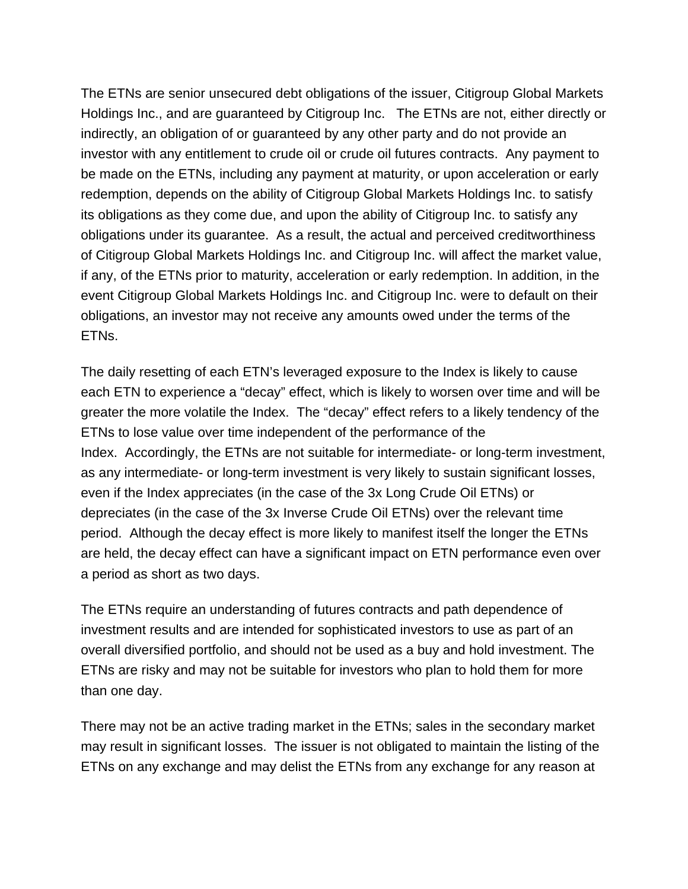The ETNs are senior unsecured debt obligations of the issuer, Citigroup Global Markets Holdings Inc., and are guaranteed by Citigroup Inc. The ETNs are not, either directly or indirectly, an obligation of or guaranteed by any other party and do not provide an investor with any entitlement to crude oil or crude oil futures contracts. Any payment to be made on the ETNs, including any payment at maturity, or upon acceleration or early redemption, depends on the ability of Citigroup Global Markets Holdings Inc. to satisfy its obligations as they come due, and upon the ability of Citigroup Inc. to satisfy any obligations under its guarantee. As a result, the actual and perceived creditworthiness of Citigroup Global Markets Holdings Inc. and Citigroup Inc. will affect the market value, if any, of the ETNs prior to maturity, acceleration or early redemption. In addition, in the event Citigroup Global Markets Holdings Inc. and Citigroup Inc. were to default on their obligations, an investor may not receive any amounts owed under the terms of the ETNs.

The daily resetting of each ETN's leveraged exposure to the Index is likely to cause each ETN to experience a "decay" effect, which is likely to worsen over time and will be greater the more volatile the Index. The "decay" effect refers to a likely tendency of the ETNs to lose value over time independent of the performance of the Index. Accordingly, the ETNs are not suitable for intermediate- or long-term investment, as any intermediate- or long-term investment is very likely to sustain significant losses, even if the Index appreciates (in the case of the 3x Long Crude Oil ETNs) or depreciates (in the case of the 3x Inverse Crude Oil ETNs) over the relevant time period. Although the decay effect is more likely to manifest itself the longer the ETNs are held, the decay effect can have a significant impact on ETN performance even over a period as short as two days.

The ETNs require an understanding of futures contracts and path dependence of investment results and are intended for sophisticated investors to use as part of an overall diversified portfolio, and should not be used as a buy and hold investment. The ETNs are risky and may not be suitable for investors who plan to hold them for more than one day.

There may not be an active trading market in the ETNs; sales in the secondary market may result in significant losses. The issuer is not obligated to maintain the listing of the ETNs on any exchange and may delist the ETNs from any exchange for any reason at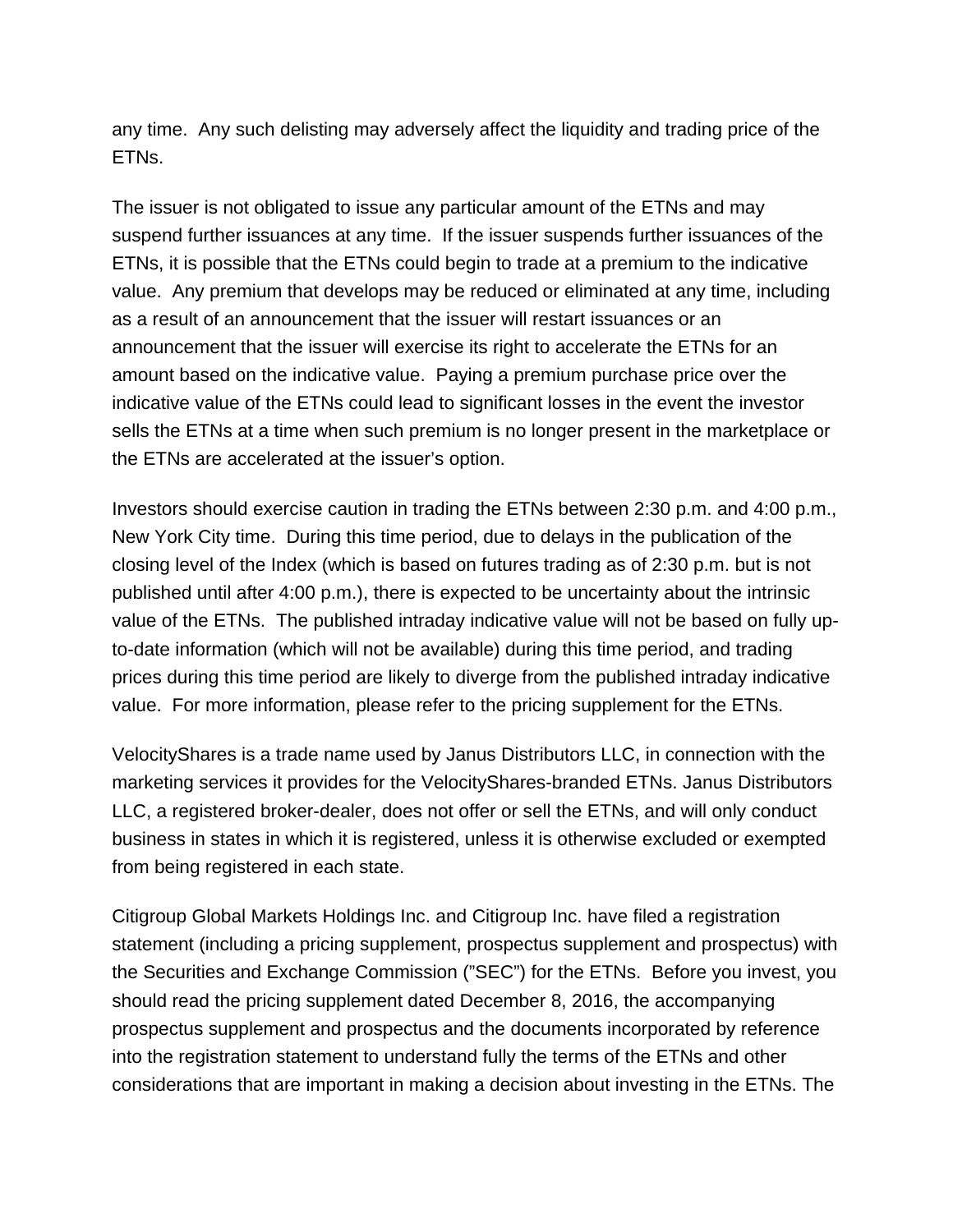any time. Any such delisting may adversely affect the liquidity and trading price of the ETNs.

The issuer is not obligated to issue any particular amount of the ETNs and may suspend further issuances at any time. If the issuer suspends further issuances of the ETNs, it is possible that the ETNs could begin to trade at a premium to the indicative value. Any premium that develops may be reduced or eliminated at any time, including as a result of an announcement that the issuer will restart issuances or an announcement that the issuer will exercise its right to accelerate the ETNs for an amount based on the indicative value. Paying a premium purchase price over the indicative value of the ETNs could lead to significant losses in the event the investor sells the ETNs at a time when such premium is no longer present in the marketplace or the ETNs are accelerated at the issuer's option.

Investors should exercise caution in trading the ETNs between 2:30 p.m. and 4:00 p.m., New York City time. During this time period, due to delays in the publication of the closing level of the Index (which is based on futures trading as of 2:30 p.m. but is not published until after 4:00 p.m.), there is expected to be uncertainty about the intrinsic value of the ETNs. The published intraday indicative value will not be based on fully up-to-date information (which will not be available) during this time period, and trading prices during this time period are likely to diverge from the published intraday indicative value. For more information, please refer to the pricing supplement for the ETNs.

VelocityShares is a trade name used by Janus Distributors LLC, in connection with the marketing services it provides for the VelocityShares-branded ETNs. Janus Distributors LLC, a registered broker-dealer, does not offer or sell the ETNs, and will only conduct business in states in which it is registered, unless it is otherwise excluded or exempted from being registered in each state.

Citigroup Global Markets Holdings Inc. and Citigroup Inc. have filed a registration statement (including a pricing supplement, prospectus supplement and prospectus) with the Securities and Exchange Commission ("SEC") for the ETNs. Before you invest, you should read the pricing supplement dated December 8, 2016, the accompanying prospectus supplement and prospectus and the documents incorporated by reference into the registration statement to understand fully the terms of the ETNs and other considerations that are important in making a decision about investing in the ETNs. The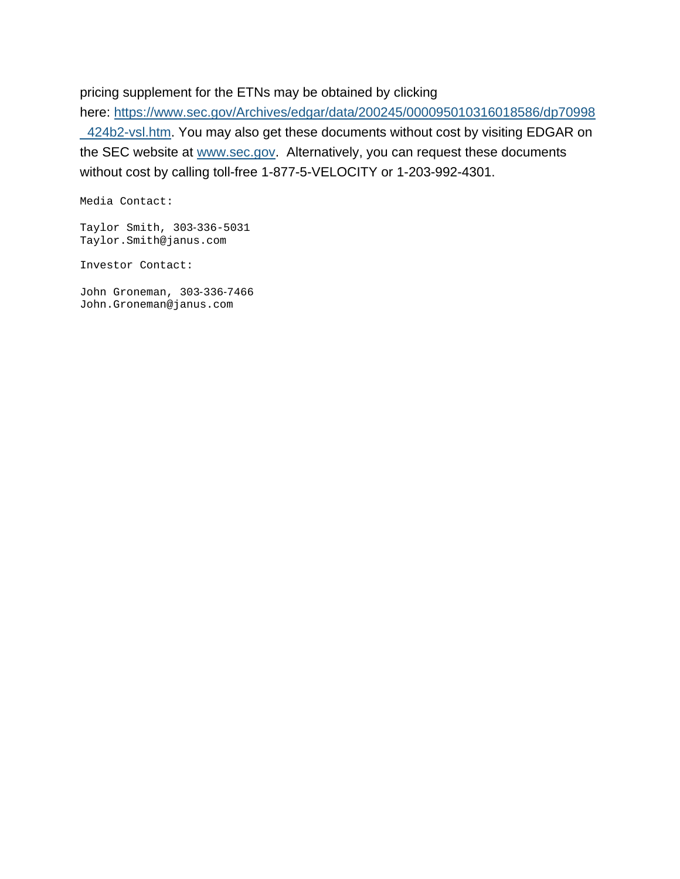pricing supplement for the ETNs may be obtained by clicking here: [https://www.sec.gov/Archives/edgar/data/200245/000095010316018586/dp70998_424b2-vsl.htm](https://www.sec.gov/Archives/edgar/data/200245/000095010316018586/dp70998_424b2-vsl.htm). You may also get these documents without cost by visiting EDGAR on the SEC website at [www.sec.gov](http://www.sec.gov). Alternatively, you can request these documents without cost by calling toll-free 1-877-5-VELOCITY or 1-203-992-4301.

Media Contact:

Taylor Smith, 303-336-5031
Taylor.Smith@janus.com

Investor Contact:

John Groneman, 303-336-7466
John.Groneman@janus.com